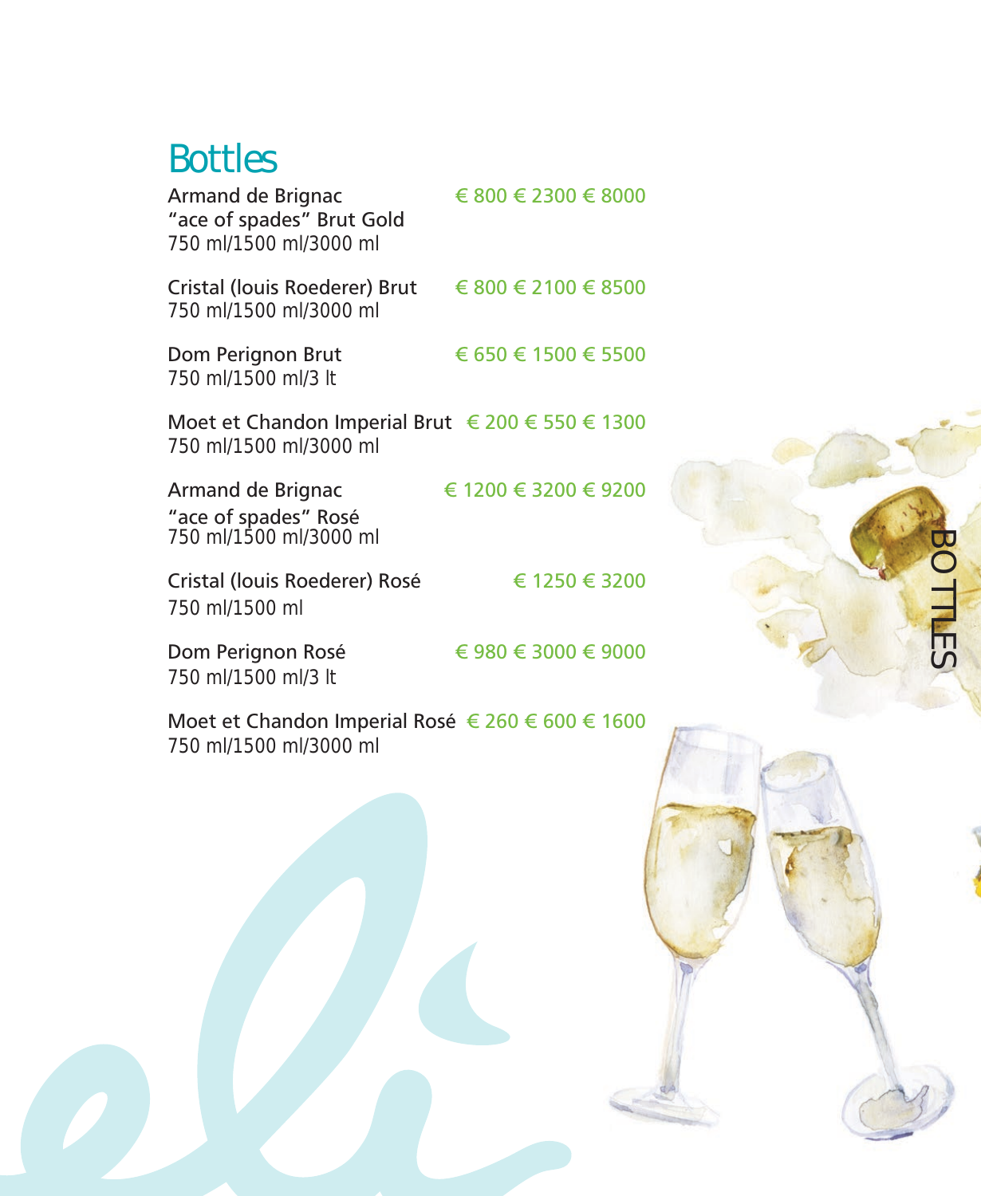# Bottles

Armand de Brignac
"ace of spades" Brut Gold € 800 € 2300 € 8000
750 ml/1500 ml/3000 ml

Cristal (louis Roederer) Brut € 800 € 2100 € 8500
750 ml/1500 ml/3000 ml

Dom Perignon Brut € 650 € 1500 € 5500
750 ml/1500 ml/3 lt

Moet et Chandon Imperial Brut € 200 € 550 € 1300
750 ml/1500 ml/3000 ml

Armand de Brignac
"ace of spades" Rosé € 1200 € 3200 € 9200
750 ml/1500 ml/3000 ml

Cristal (louis Roederer) Rosé € 1250 € 3200
750 ml/1500 ml

Dom Perignon Rosé € 980 € 3000 € 9000
750 ml/1500 ml/3 lt

Moet et Chandon Imperial Rosé € 260 € 600 € 1600
750 ml/1500 ml/3000 ml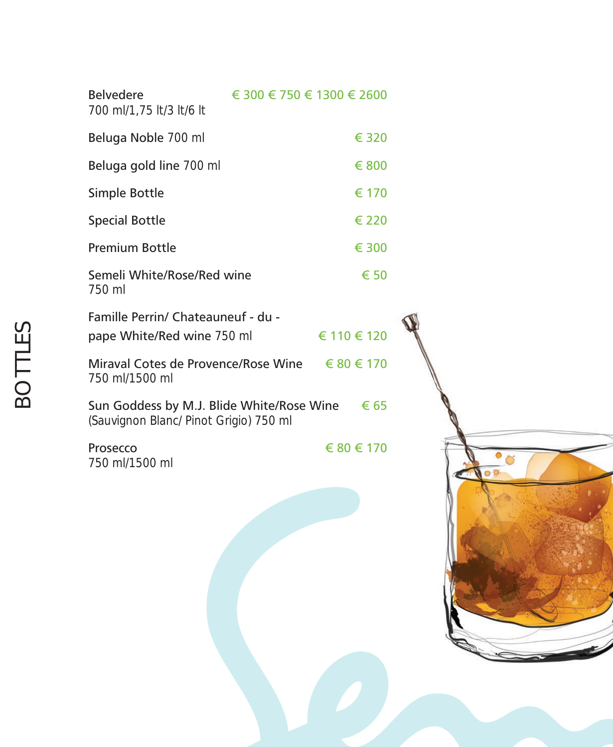# BOTTLES

| Item | Price |
|---|---|
| Belvedere 700 ml/1,75 lt/3 lt/6 lt | € 300 € 750 € 1300 € 2600 |
| Beluga Noble 700 ml | € 320 |
| Beluga gold line 700 ml | € 800 |
| Simple Bottle | € 170 |
| Special Bottle | € 220 |
| Premium Bottle | € 300 |
| Semeli White/Rose/Red wine 750 ml | € 50 |
| Famille Perrin/ Chateauneuf - du - pape White/Red wine 750 ml | € 110 € 120 |
| Miraval Cotes de Provence/Rose Wine 750 ml/1500 ml | € 80 € 170 |
| Sun Goddess by M.J. Blide White/Rose Wine (Sauvignon Blanc/ Pinot Grigio) 750 ml | € 65 |
| Prosecco 750 ml/1500 ml | € 80 € 170 |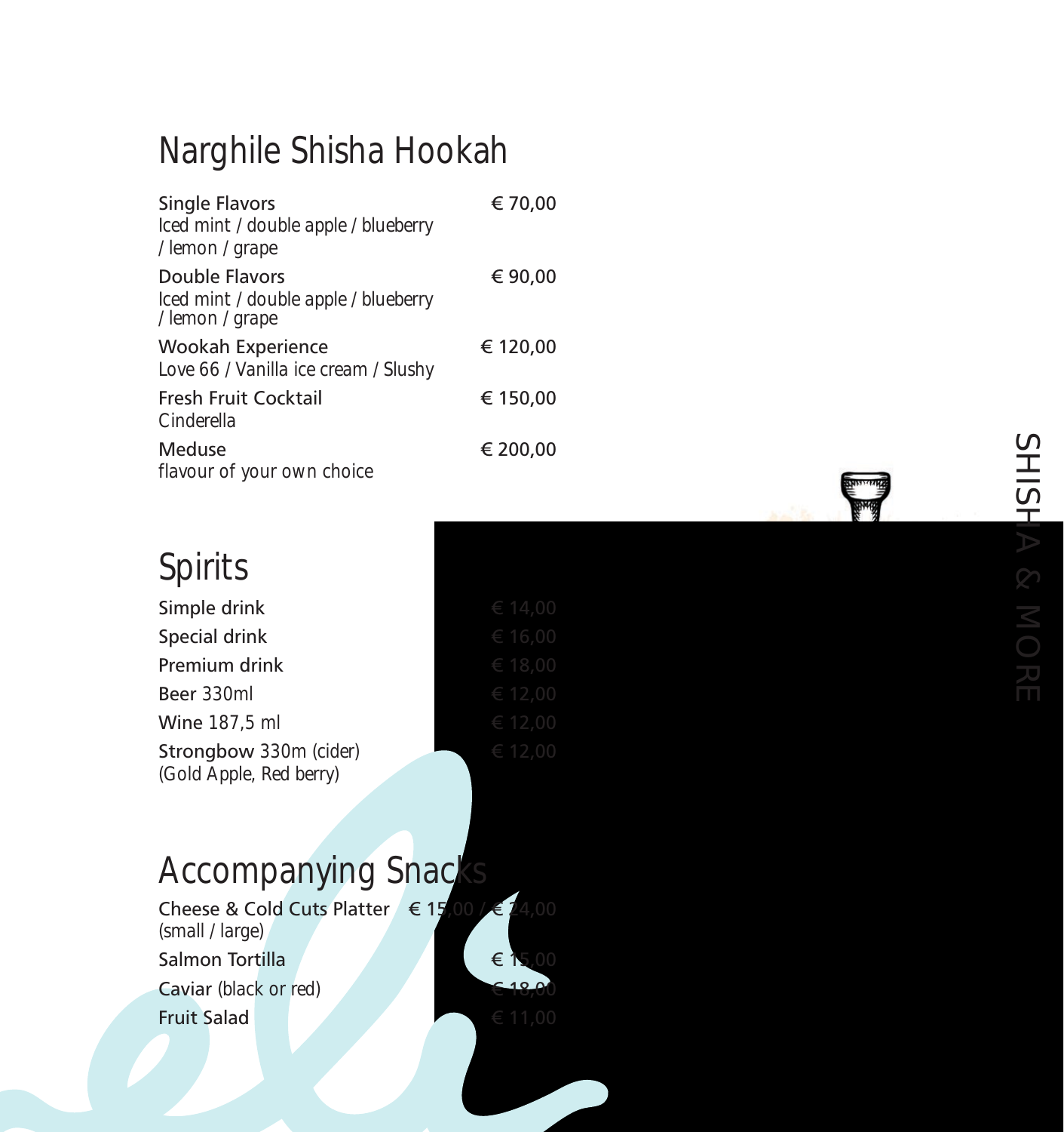# Narghile Shisha Hookah

| Item | Price |
| --- | --- |
| **Single Flavors**<br>Iced mint / double apple / blueberry / lemon / grape | € 70,00 |
| **Double Flavors**<br>Iced mint / double apple / blueberry / lemon / grape | € 90,00 |
| **Wookah Experience**<br>Love 66 / Vanilla ice cream / Slushy | € 120,00 |
| **Fresh Fruit Cocktail**<br>Cinderella | € 150,00 |
| **Meduse**<br>flavour of your own choice | € 200,00 |

# Spirits

| Item | Price |
| --- | --- |
| Simple drink | € 14,00 |
| Special drink | € 16,00 |
| Premium drink | € 18,00 |
| Beer 330ml | € 12,00 |
| Wine 187,5 ml | € 12,00 |
| Strongbow 330m (cider)<br>(Gold Apple, Red berry) | € 12,00 |

# Accompanying Snacks

| Item | Price |
| --- | --- |
| Cheese & Cold Cuts Platter<br>(small / large) | € 15,00 / € 24,00 |
| Salmon Tortilla | € 15,00 |
| Caviar (black or red) | € 18,00 |
| Fruit Salad | € 11,00 |

SHISHA & MORE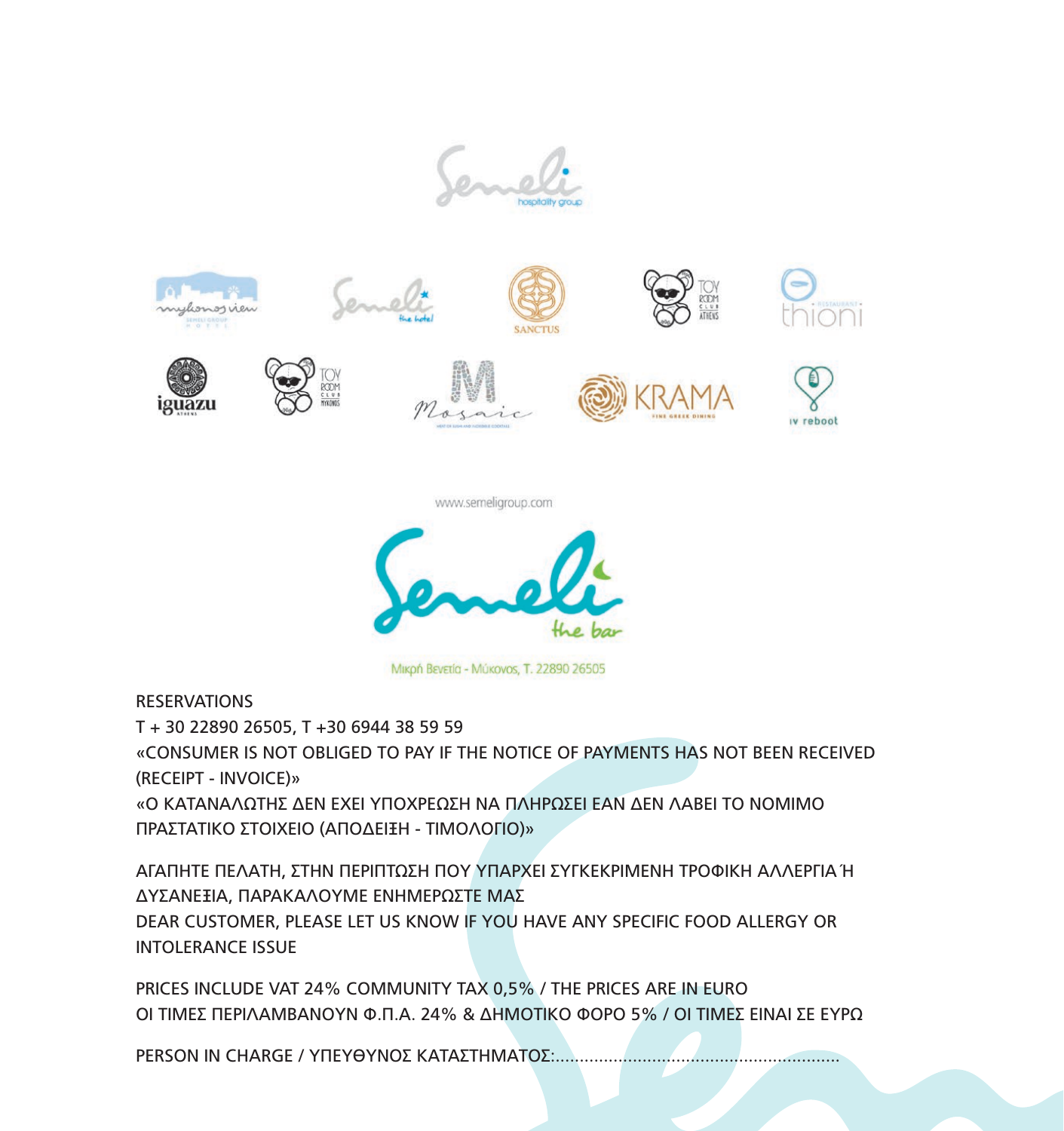www.semeligroup.com

Μικρή Βενετία - Μύκονος, Τ. 22890 26505

RESERVATIONS

T + 30 22890 26505, T +30 6944 38 59 59

«CONSUMER IS NOT OBLIGED TO PAY IF THE NOTICE OF PAYMENTS HAS NOT BEEN RECEIVED (RECEIPT - INVOICE)»

«Ο ΚΑΤΑΝΑΛΩΤΗΣ ΔΕΝ ΕΧΕΙ ΥΠΟΧΡΕΩΣΗ ΝΑ ΠΛΗΡΩΣΕΙ ΕΑΝ ΔΕΝ ΛΑΒΕΙ ΤΟ ΝΟΜΙΜΟ ΠΡΑΣΤΑΤΙΚΟ ΣΤΟΙΧΕΙΟ (ΑΠΟΔΕΙΞΗ - ΤΙΜΟΛΟΓΙΟ)»

ΑΓΑΠΗΤΕ ΠΕΛΑΤΗ, ΣΤΗΝ ΠΕΡΙΠΤΩΣΗ ΠΟΥ ΥΠΑΡΧΕΙ ΣΥΓΚΕΚΡΙΜΕΝΗ ΤΡΟΦΙΚΗ ΑΛΛΕΡΓΙΑ Ή ΔΥΣΑΝΕΞΙΑ, ΠΑΡΑΚΑΛΟΥΜΕ ΕΝΗΜΕΡΩΣΤΕ ΜΑΣ

DEAR CUSTOMER, PLEASE LET US KNOW IF YOU HAVE ANY SPECIFIC FOOD ALLERGY OR INTOLERANCE ISSUE

PRICES INCLUDE VAT 24% COMMUNITY TAX 0,5% / THE PRICES ARE IN EURO

ΟΙ ΤΙΜΕΣ ΠΕΡΙΛΑΜΒΑΝΟΥΝ Φ.Π.Α. 24% & ΔΗΜΟΤΙΚΟ ΦΟΡΟ 5% / ΟΙ ΤΙΜΕΣ ΕΙΝΑΙ ΣΕ ΕΥΡΩ

PERSON IN CHARGE / ΥΠΕΥΘΥΝΟΣ ΚΑΤΑΣΤΗΜΑΤΟΣ:........................................................